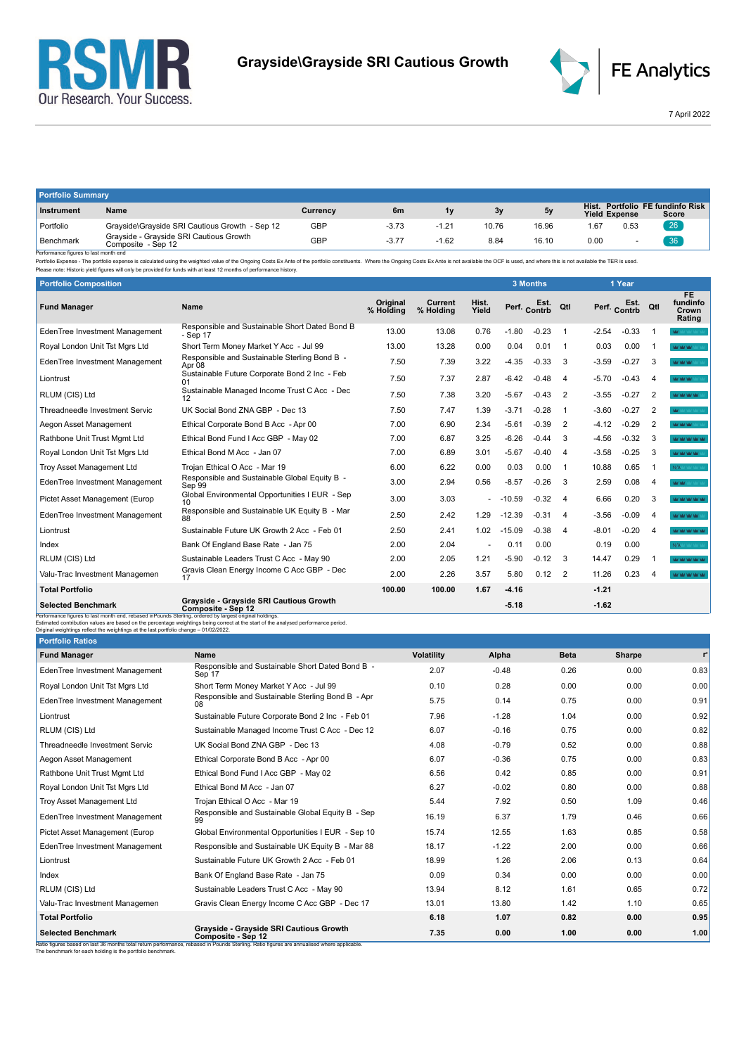RSMR
Our Research. Your Success.

# Grayside\Grayside SRI Cautious Growth

FE Analytics

7 April 2022

## Portfolio Summary

| Instrument | Name | Currency | 6m | 1y | 3y | 5y | Hist. Yield | Portfolio Expense | FE fundinfo Risk Score |
|---|---|---|---|---|---|---|---|---|---|
| Portfolio | Grayside\Grayside SRI Cautious Growth - Sep 12 | GBP | -3.73 | -1.21 | 10.76 | 16.96 | 1.67 | 0.53 | 26 |
| Benchmark | Grayside - Grayside SRI Cautious Growth Composite - Sep 12 | GBP | -3.77 | -1.62 | 8.84 | 16.10 | 0.00 | - | 36 |

Performance figures to last month end

Portfolio Expense - The portfolio expense is calculated using the weighted value of the Ongoing Costs Ex Ante of the portfolio constituents. Where the Ongoing Costs Ex Ante is not available the OCF is used, and where this is not available the TER is used.

Please note: Historic yield figures will only be provided for funds with at least 12 months of performance history.

## Portfolio Composition

| Fund Manager | Name | Original % Holding | Current % Holding | Hist. Yield | 3 Months Perf. | 3 Months Est. Contrb | 3 Months Qtl | 1 Year Perf. | 1 Year Est. Contrb | 1 Year Qtl | FE fundinfo Crown Rating |
|---|---|---|---|---|---|---|---|---|---|---|---|
| EdenTree Investment Management | Responsible and Sustainable Short Dated Bond B - Sep 17 | 13.00 | 13.08 | 0.76 | -1.80 | -0.23 | 1 | -2.54 | -0.33 | 1 | |
| Royal London Unit Tst Mgrs Ltd | Short Term Money Market Y Acc - Jul 99 | 13.00 | 13.28 | 0.00 | 0.04 | 0.01 | 1 | 0.03 | 0.00 | 1 | |
| EdenTree Investment Management | Responsible and Sustainable Sterling Bond B - Apr 08 | 7.50 | 7.39 | 3.22 | -4.35 | -0.33 | 3 | -3.59 | -0.27 | 3 | |
| Liontrust | Sustainable Future Corporate Bond 2 Inc - Feb 01 | 7.50 | 7.37 | 2.87 | -6.42 | -0.48 | 4 | -5.70 | -0.43 | 4 | |
| RLUM (CIS) Ltd | Sustainable Managed Income Trust C Acc - Dec 12 | 7.50 | 7.38 | 3.20 | -5.67 | -0.43 | 2 | -3.55 | -0.27 | 2 | |
| Threadneedle Investment Servic | UK Social Bond ZNA GBP - Dec 13 | 7.50 | 7.47 | 1.39 | -3.71 | -0.28 | 1 | -3.60 | -0.27 | 2 | |
| Aegon Asset Management | Ethical Corporate Bond B Acc - Apr 00 | 7.00 | 6.90 | 2.34 | -5.61 | -0.39 | 2 | -4.12 | -0.29 | 2 | |
| Rathbone Unit Trust Mgmt Ltd | Ethical Bond Fund I Acc GBP - May 02 | 7.00 | 6.87 | 3.25 | -6.26 | -0.44 | 3 | -4.56 | -0.32 | 3 | |
| Royal London Unit Tst Mgrs Ltd | Ethical Bond M Acc - Jan 07 | 7.00 | 6.89 | 3.01 | -5.67 | -0.40 | 4 | -3.58 | -0.25 | 3 | |
| Troy Asset Management Ltd | Trojan Ethical O Acc - Mar 19 | 6.00 | 6.22 | 0.00 | 0.03 | 0.00 | 1 | 10.88 | 0.65 | 1 | N/A |
| EdenTree Investment Management | Responsible and Sustainable Global Equity B - Sep 99 | 3.00 | 2.94 | 0.56 | -8.57 | -0.26 | 3 | 2.59 | 0.08 | 4 | |
| Pictet Asset Management (Europ | Global Environmental Opportunities I EUR - Sep 10 | 3.00 | 3.03 | - | -10.59 | -0.32 | 4 | 6.66 | 0.20 | 3 | |
| EdenTree Investment Management | Responsible and Sustainable UK Equity B - Mar 88 | 2.50 | 2.42 | 1.29 | -12.39 | -0.31 | 4 | -3.56 | -0.09 | 4 | |
| Liontrust | Sustainable Future UK Growth 2 Acc - Feb 01 | 2.50 | 2.41 | 1.02 | -15.09 | -0.38 | 4 | -8.01 | -0.20 | 4 | |
| Index | Bank Of England Base Rate - Jan 75 | 2.00 | 2.04 | - | 0.11 | 0.00 | | 0.19 | 0.00 | | N/A |
| RLUM (CIS) Ltd | Sustainable Leaders Trust C Acc - May 90 | 2.00 | 2.05 | 1.21 | -5.90 | -0.12 | 3 | 14.47 | 0.29 | 1 | |
| Valu-Trac Investment Managemen | Gravis Clean Energy Income C Acc GBP - Dec 17 | 2.00 | 2.26 | 3.57 | 5.80 | 0.12 | 2 | 11.26 | 0.23 | 4 | |
| **Total Portfolio** | | **100.00** | **100.00** | **1.67** | **-4.16** | | | **-1.21** | | | |
| **Selected Benchmark** | **Grayside - Grayside SRI Cautious Growth Composite - Sep 12** | | | | **-5.18** | | | **-1.62** | | | |

Performance figures to last month end, rebased inPounds Sterling, ordered by largest original holdings.
Estimated contribution values are based on the percentage weightings being correct at the start of the analysed performance period.
Original weightings reflect the weightings at the last portfolio change – 01/02/2022.

## Portfolio Ratios

| Fund Manager | Name | Volatility | Alpha | Beta | Sharpe | $r^2$ |
|---|---|---|---|---|---|---|
| EdenTree Investment Management | Responsible and Sustainable Short Dated Bond B - Sep 17 | 2.07 | -0.48 | 0.26 | 0.00 | 0.83 |
| Royal London Unit Tst Mgrs Ltd | Short Term Money Market Y Acc - Jul 99 | 0.10 | 0.28 | 0.00 | 0.00 | 0.00 |
| EdenTree Investment Management | Responsible and Sustainable Sterling Bond B - Apr 08 | 5.75 | 0.14 | 0.75 | 0.00 | 0.91 |
| Liontrust | Sustainable Future Corporate Bond 2 Inc - Feb 01 | 7.96 | -1.28 | 1.04 | 0.00 | 0.92 |
| RLUM (CIS) Ltd | Sustainable Managed Income Trust C Acc - Dec 12 | 6.07 | -0.16 | 0.75 | 0.00 | 0.82 |
| Threadneedle Investment Servic | UK Social Bond ZNA GBP - Dec 13 | 4.08 | -0.79 | 0.52 | 0.00 | 0.88 |
| Aegon Asset Management | Ethical Corporate Bond B Acc - Apr 00 | 6.07 | -0.36 | 0.75 | 0.00 | 0.83 |
| Rathbone Unit Trust Mgmt Ltd | Ethical Bond Fund I Acc GBP - May 02 | 6.56 | 0.42 | 0.85 | 0.00 | 0.91 |
| Royal London Unit Tst Mgrs Ltd | Ethical Bond M Acc - Jan 07 | 6.27 | -0.02 | 0.80 | 0.00 | 0.88 |
| Troy Asset Management Ltd | Trojan Ethical O Acc - Mar 19 | 5.44 | 7.92 | 0.50 | 1.09 | 0.46 |
| EdenTree Investment Management | Responsible and Sustainable Global Equity B - Sep 99 | 16.19 | 6.37 | 1.79 | 0.46 | 0.66 |
| Pictet Asset Management (Europ | Global Environmental Opportunities I EUR - Sep 10 | 15.74 | 12.55 | 1.63 | 0.85 | 0.58 |
| EdenTree Investment Management | Responsible and Sustainable UK Equity B - Mar 88 | 18.17 | -1.22 | 2.00 | 0.00 | 0.66 |
| Liontrust | Sustainable Future UK Growth 2 Acc - Feb 01 | 18.99 | 1.26 | 2.06 | 0.13 | 0.64 |
| Index | Bank Of England Base Rate - Jan 75 | 0.09 | 0.34 | 0.00 | 0.00 | 0.00 |
| RLUM (CIS) Ltd | Sustainable Leaders Trust C Acc - May 90 | 13.94 | 8.12 | 1.61 | 0.65 | 0.72 |
| Valu-Trac Investment Managemen | Gravis Clean Energy Income C Acc GBP - Dec 17 | 13.01 | 13.80 | 1.42 | 1.10 | 0.65 |
| **Total Portfolio** | | **6.18** | **1.07** | **0.82** | **0.00** | **0.95** |
| **Selected Benchmark** | **Grayside - Grayside SRI Cautious Growth Composite - Sep 12** | **7.35** | **0.00** | **1.00** | **0.00** | **1.00** |

Ratio figures based on last 36 months total return performance, rebased in Pounds Sterling. Ratio figures are annualised where applicable.
The benchmark for each holding is the portfolio benchmark.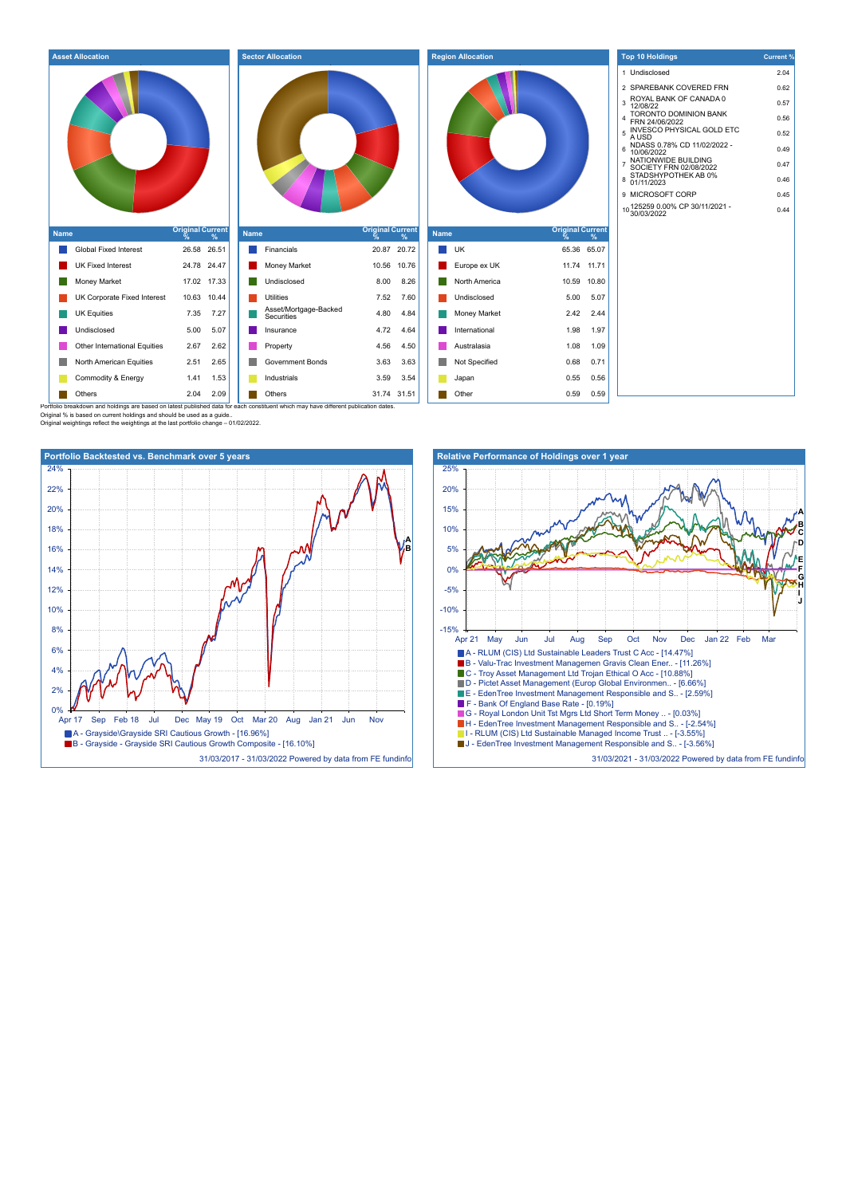## Asset Allocation

| Name | Original % | Current % |
|---|---|---|
| Global Fixed Interest | 26.58 | 26.51 |
| UK Fixed Interest | 24.78 | 24.47 |
| Money Market | 17.02 | 17.33 |
| UK Corporate Fixed Interest | 10.63 | 10.44 |
| UK Equities | 7.35 | 7.27 |
| Undisclosed | 5.00 | 5.07 |
| Other International Equities | 2.67 | 2.62 |
| North American Equities | 2.51 | 2.65 |
| Commodity & Energy | 1.41 | 1.53 |
| Others | 2.04 | 2.09 |

## Sector Allocation

| Name | Original % | Current % |
|---|---|---|
| Financials | 20.87 | 20.72 |
| Money Market | 10.56 | 10.76 |
| Undisclosed | 8.00 | 8.26 |
| Utilities | 7.52 | 7.60 |
| Asset/Mortgage-Backed Securities | 4.80 | 4.84 |
| Insurance | 4.72 | 4.64 |
| Property | 4.56 | 4.50 |
| Government Bonds | 3.63 | 3.63 |
| Industrials | 3.59 | 3.54 |
| Others | 31.74 | 31.51 |

## Region Allocation

| Name | Original % | Current % |
|---|---|---|
| UK | 65.36 | 65.07 |
| Europe ex UK | 11.74 | 11.71 |
| North America | 10.59 | 10.80 |
| Undisclosed | 5.00 | 5.07 |
| Money Market | 2.42 | 2.44 |
| International | 1.98 | 1.97 |
| Australasia | 1.08 | 1.09 |
| Not Specified | 0.68 | 0.71 |
| Japan | 0.55 | 0.56 |
| Other | 0.59 | 0.59 |

## Top 10 Holdings

| | Name | Current % |
|---|---|---|
| 1 | Undisclosed | 2.04 |
| 2 | SPAREBANK COVERED FRN | 0.62 |
| 3 | ROYAL BANK OF CANADA 0 12/08/22 | 0.57 |
| 4 | TORONTO DOMINION BANK FRN 24/06/2022 | 0.56 |
| 5 | INVESCO PHYSICAL GOLD ETC A USD | 0.52 |
| 6 | NDASS 0.78% CD 11/02/2022 - 10/06/2022 | 0.49 |
| 7 | NATIONWIDE BUILDING SOCIETY FRN 02/08/2022 | 0.47 |
| 8 | STADSHYPOTHEK AB 0% 01/11/2023 | 0.46 |
| 9 | MICROSOFT CORP | 0.45 |
| 10 | 125259 0.00% CP 30/11/2021 - 30/03/2022 | 0.44 |

Portfolio breakdown and holdings are based on latest published data for each constituent which may have different publication dates.
Original % is based on current holdings and should be used as a guide..
Original weightings reflect the weightings at the last portfolio change – 01/02/2022.

## Portfolio Backtested vs. Benchmark over 5 years

- A - Grayside\Grayside SRI Cautious Growth - [16.96%]
- B - Grayside - Grayside SRI Cautious Growth Composite - [16.10%]

31/03/2017 - 31/03/2022 Powered by data from FE fundinfo

## Relative Performance of Holdings over 1 year

- A - RLUM (CIS) Ltd Sustainable Leaders Trust C Acc - [14.47%]
- B - Valu-Trac Investment Managemen Gravis Clean Ener.. - [11.26%]
- C - Troy Asset Management Ltd Trojan Ethical O Acc - [10.88%]
- D - Pictet Asset Management (Europ Global Environmen.. - [6.66%]
- E - EdenTree Investment Management Responsible and S.. - [2.59%]
- F - Bank Of England Base Rate - [0.19%]
- G - Royal London Unit Tst Mgrs Ltd Short Term Money .. - [0.03%]
- H - EdenTree Investment Management Responsible and S.. - [-2.54%]
- I - RLUM (CIS) Ltd Sustainable Managed Income Trust .. - [-3.55%]
- J - EdenTree Investment Management Responsible and S.. - [-3.56%]

31/03/2021 - 31/03/2022 Powered by data from FE fundinfo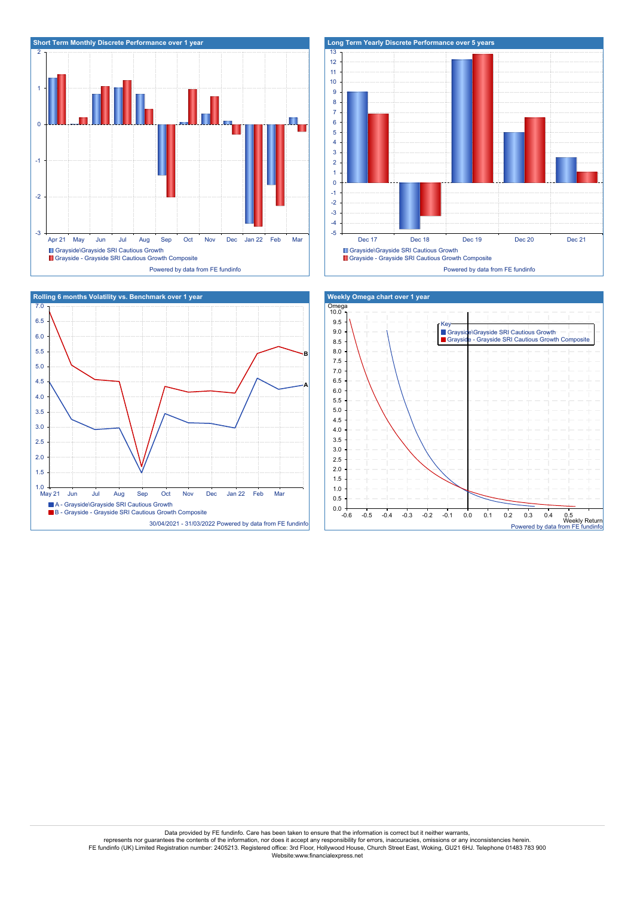## Short Term Monthly Discrete Performance over 1 year

2
1
0
-1
-2
-3

Apr 21 May Jun Jul Aug Sep Oct Nov Dec Jan 22 Feb Mar

Grayside\Grayside SRI Cautious Growth
Grayside - Grayside SRI Cautious Growth Composite

Powered by data from FE fundinfo

## Long Term Yearly Discrete Performance over 5 years

13
12
11
10
9
8
7
6
5
4
3
2
1
0
-1
-2
-3
-4
-5

Dec 17 Dec 18 Dec 19 Dec 20 Dec 21

Grayside\Grayside SRI Cautious Growth
Grayside - Grayside SRI Cautious Growth Composite

Powered by data from FE fundinfo

## Rolling 6 months Volatility vs. Benchmark over 1 year

7.0
6.5
6.0
5.5
5.0
4.5
4.0
3.5
3.0
2.5
2.0
1.5
1.0

May 21 Jun Jul Aug Sep Oct Nov Dec Jan 22 Feb Mar

B
A

A - Grayside\Grayside SRI Cautious Growth
B - Grayside - Grayside SRI Cautious Growth Composite

30/04/2021 - 31/03/2022 Powered by data from FE fundinfo

## Weekly Omega chart over 1 year

Omega

10.0
9.5
9.0
8.5
8.0
7.5
7.0
6.5
6.0
5.5
5.0
4.5
4.0
3.5
3.0
2.5
2.0
1.5
1.0
0.5
0.0

-0.6 -0.5 -0.4 -0.3 -0.2 -0.1 0.0 0.1 0.2 0.3 0.4 0.5

Weekly Return

Key
Grayside\Grayside SRI Cautious Growth
Grayside - Grayside SRI Cautious Growth Composite

Powered by data from FE fundinfo

Data provided by FE fundinfo. Care has been taken to ensure that the information is correct but it neither warrants, represents nor guarantees the contents of the information, nor does it accept any responsibility for errors, inaccuracies, omissions or any inconsistencies herein.
FE fundinfo (UK) Limited Registration number: 2405213. Registered office: 3rd Floor, Hollywood House, Church Street East, Woking, GU21 6HJ. Telephone 01483 783 900
Website:www.financialexpress.net